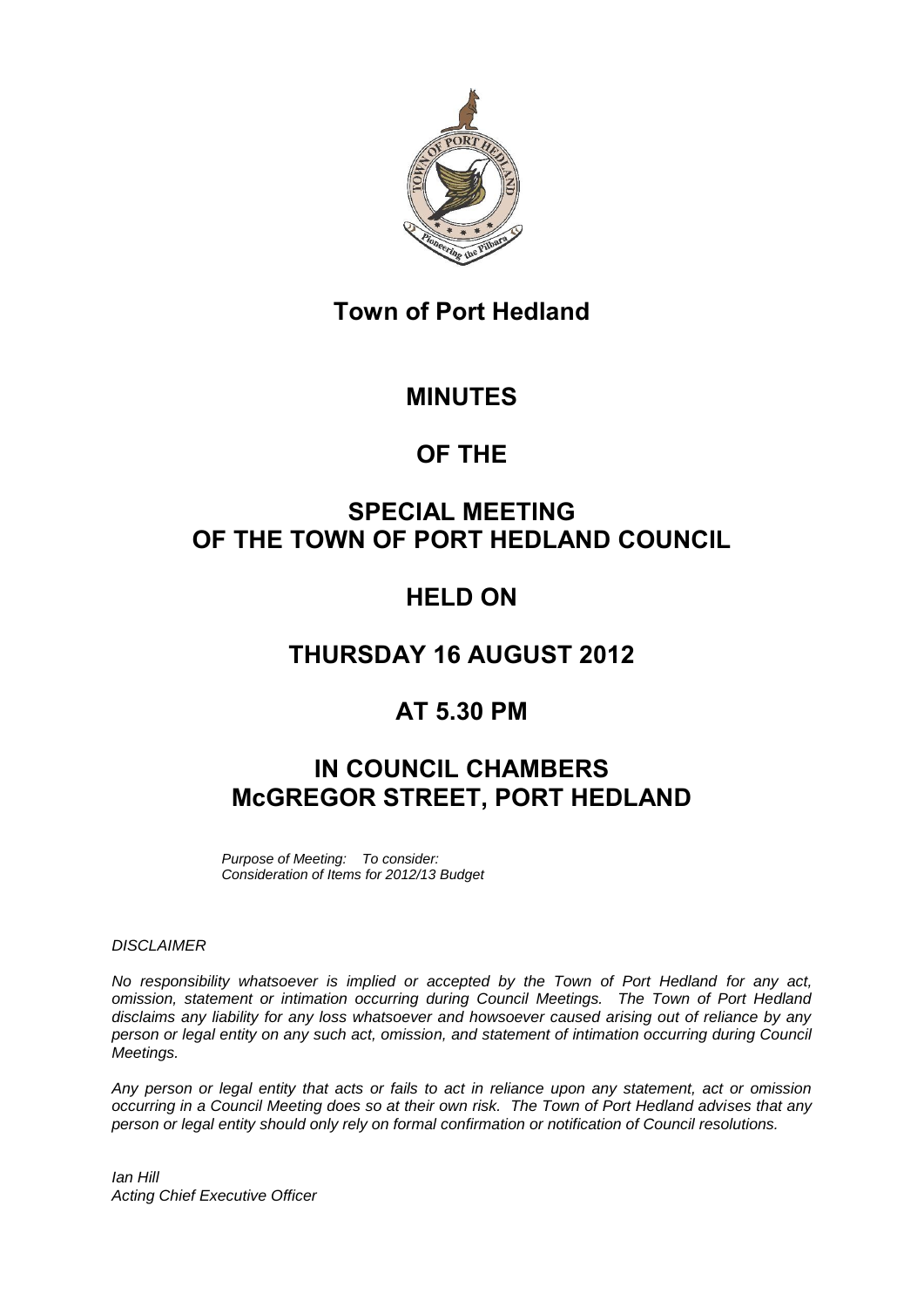# Town of Port Hedland

# MINUTES

# OF THE

# SPECIAL MEETING OF THE TOWN OF PORT HEDLAND COUNCIL

# HELD ON

# THURSDAY 16 AUGUST 2012

# AT 5.30 PM

# IN COUNCIL CHAMBERS McGREGOR STREET, PORT HEDLAND

*Purpose of Meeting: To consider:*
*Consideration of Items for 2012/13 Budget*

*DISCLAIMER*

*No responsibility whatsoever is implied or accepted by the Town of Port Hedland for any act, omission, statement or intimation occurring during Council Meetings. The Town of Port Hedland disclaims any liability for any loss whatsoever and howsoever caused arising out of reliance by any person or legal entity on any such act, omission, and statement of intimation occurring during Council Meetings.*

*Any person or legal entity that acts or fails to act in reliance upon any statement, act or omission occurring in a Council Meeting does so at their own risk. The Town of Port Hedland advises that any person or legal entity should only rely on formal confirmation or notification of Council resolutions.*

*Ian Hill*
*Acting Chief Executive Officer*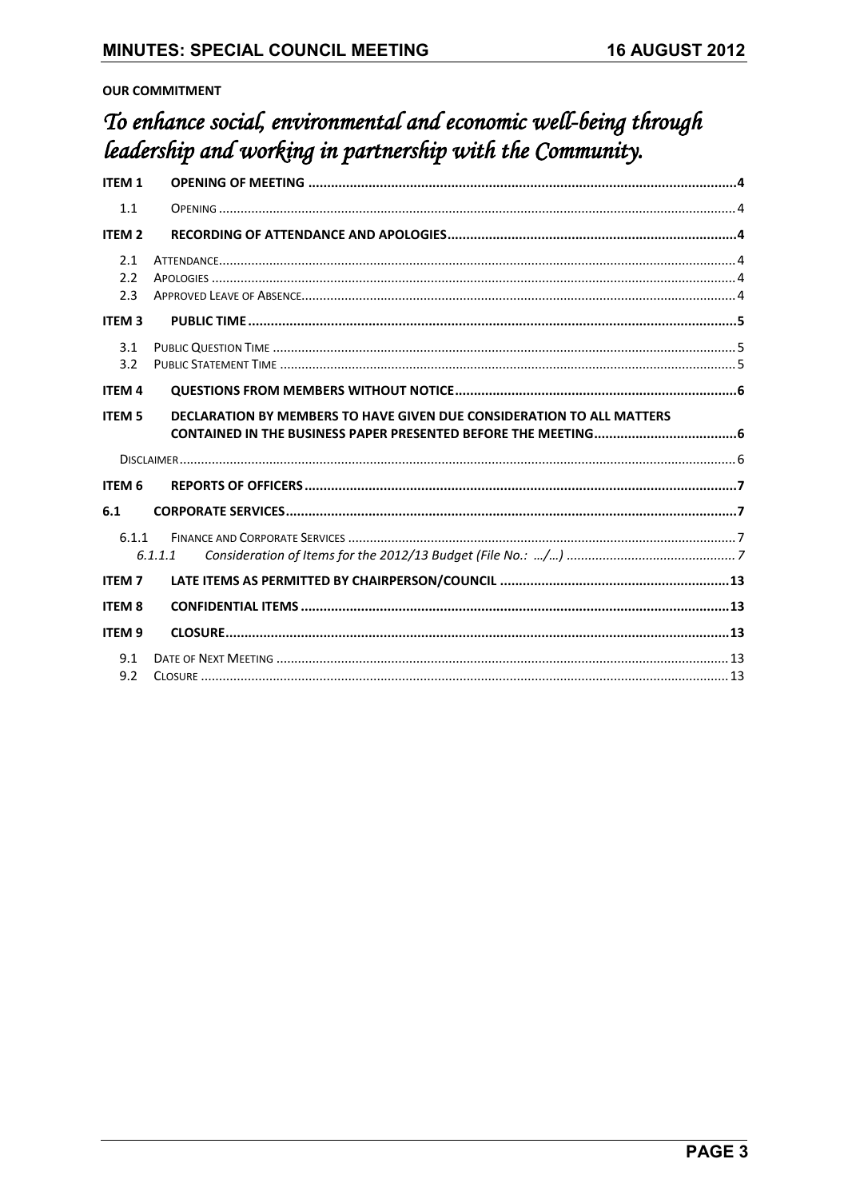**OUR COMMITMENT**

*To enhance social, environmental and economic well-being through leadership and working in partnership with the Community.*

| | | |
|---|---|---|
| **ITEM 1** | **OPENING OF MEETING** | **4** |
| 1.1 | OPENING | 4 |
| **ITEM 2** | **RECORDING OF ATTENDANCE AND APOLOGIES** | **4** |
| 2.1 | ATTENDANCE | 4 |
| 2.2 | APOLOGIES | 4 |
| 2.3 | APPROVED LEAVE OF ABSENCE | 4 |
| **ITEM 3** | **PUBLIC TIME** | **5** |
| 3.1 | PUBLIC QUESTION TIME | 5 |
| 3.2 | PUBLIC STATEMENT TIME | 5 |
| **ITEM 4** | **QUESTIONS FROM MEMBERS WITHOUT NOTICE** | **6** |
| **ITEM 5** | **DECLARATION BY MEMBERS TO HAVE GIVEN DUE CONSIDERATION TO ALL MATTERS CONTAINED IN THE BUSINESS PAPER PRESENTED BEFORE THE MEETING** | **6** |
| DISCLAIMER | | 6 |
| **ITEM 6** | **REPORTS OF OFFICERS** | **7** |
| **6.1** | **CORPORATE SERVICES** | **7** |
| 6.1.1 | FINANCE AND CORPORATE SERVICES | 7 |
| *6.1.1.1* | *Consideration of Items for the 2012/13 Budget (File No.: …/…)* | 7 |
| **ITEM 7** | **LATE ITEMS AS PERMITTED BY CHAIRPERSON/COUNCIL** | **13** |
| **ITEM 8** | **CONFIDENTIAL ITEMS** | **13** |
| **ITEM 9** | **CLOSURE** | **13** |
| 9.1 | DATE OF NEXT MEETING | 13 |
| 9.2 | CLOSURE | 13 |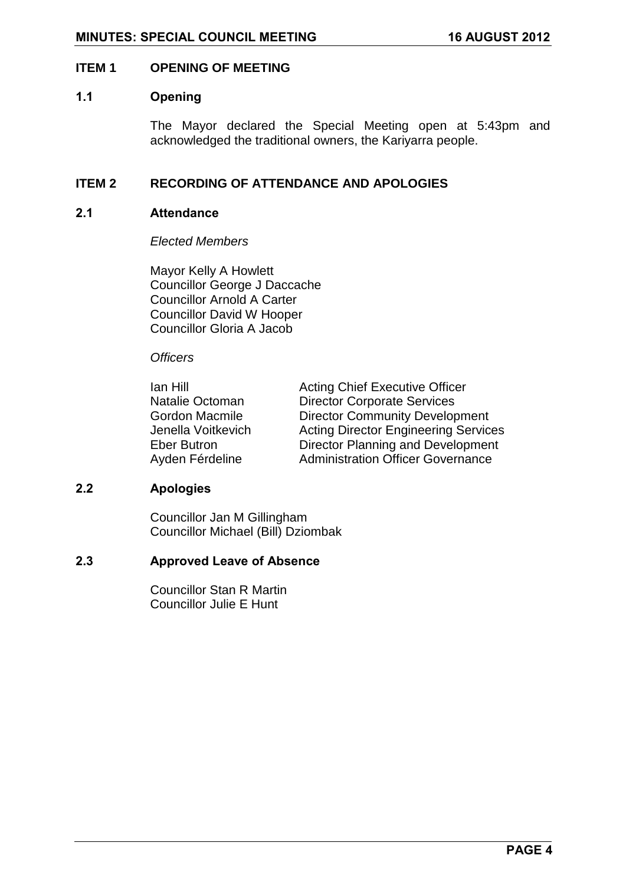# ITEM 1 OPENING OF MEETING

## 1.1 Opening

The Mayor declared the Special Meeting open at 5:43pm and acknowledged the traditional owners, the Kariyarra people.

# ITEM 2 RECORDING OF ATTENDANCE AND APOLOGIES

## 2.1 Attendance

*Elected Members*

Mayor Kelly A Howlett
Councillor George J Daccache
Councillor Arnold A Carter
Councillor David W Hooper
Councillor Gloria A Jacob

*Officers*

| | |
|---|---|
| Ian Hill | Acting Chief Executive Officer |
| Natalie Octoman | Director Corporate Services |
| Gordon Macmile | Director Community Development |
| Jenella Voitkevich | Acting Director Engineering Services |
| Eber Butron | Director Planning and Development |
| Ayden Férdeline | Administration Officer Governance |

## 2.2 Apologies

Councillor Jan M Gillingham
Councillor Michael (Bill) Dziombak

## 2.3 Approved Leave of Absence

Councillor Stan R Martin
Councillor Julie E Hunt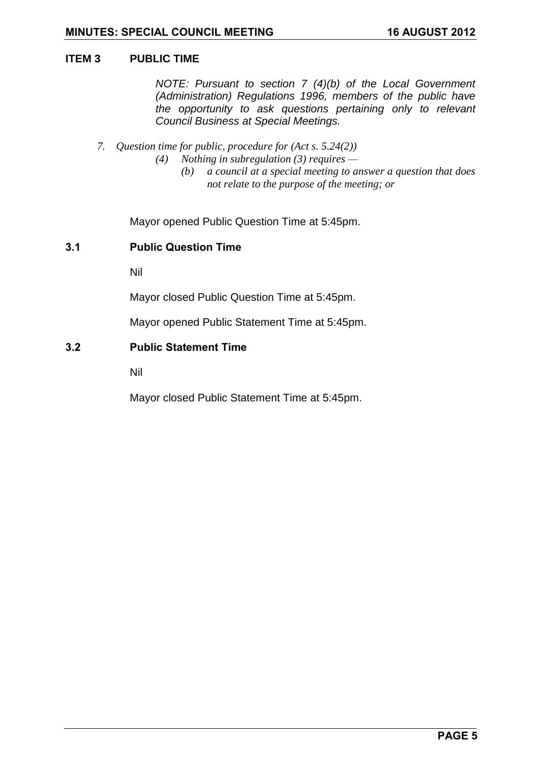## ITEM 3 PUBLIC TIME

*NOTE: Pursuant to section 7 (4)(b) of the Local Government (Administration) Regulations 1996, members of the public have the opportunity to ask questions pertaining only to relevant Council Business at Special Meetings.*

*7. Question time for public, procedure for (Act s. 5.24(2))*

*(4) Nothing in subregulation (3) requires —*

*(b) a council at a special meeting to answer a question that does not relate to the purpose of the meeting; or*

Mayor opened Public Question Time at 5:45pm.

### 3.1 Public Question Time

Nil

Mayor closed Public Question Time at 5:45pm.

Mayor opened Public Statement Time at 5:45pm.

### 3.2 Public Statement Time

Nil

Mayor closed Public Statement Time at 5:45pm.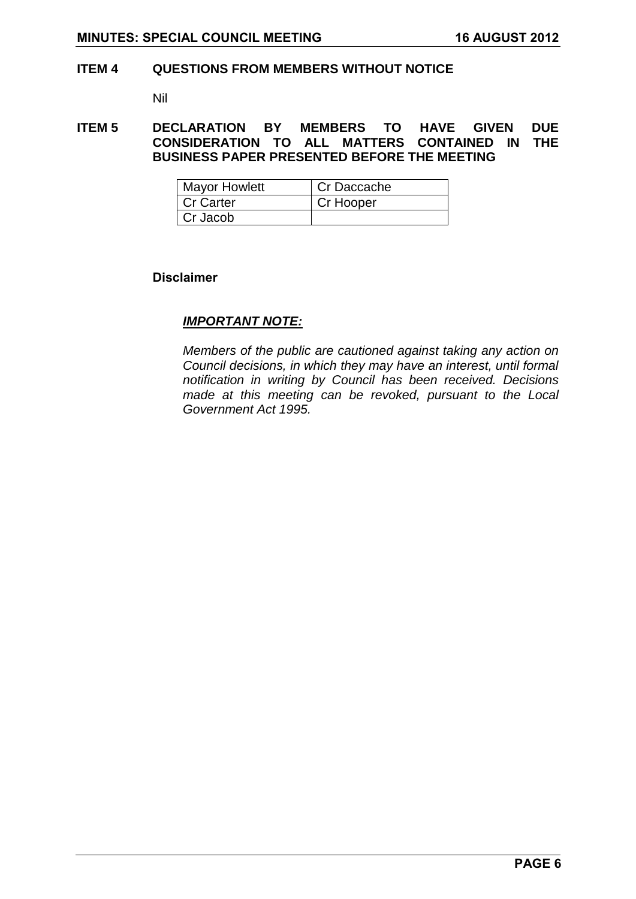## ITEM 4 QUESTIONS FROM MEMBERS WITHOUT NOTICE

Nil

## ITEM 5 DECLARATION BY MEMBERS TO HAVE GIVEN DUE CONSIDERATION TO ALL MATTERS CONTAINED IN THE BUSINESS PAPER PRESENTED BEFORE THE MEETING

| | |
|---|---|
| Mayor Howlett | Cr Daccache |
| Cr Carter | Cr Hooper |
| Cr Jacob | |

**Disclaimer**

***IMPORTANT NOTE:***

*Members of the public are cautioned against taking any action on Council decisions, in which they may have an interest, until formal notification in writing by Council has been received. Decisions made at this meeting can be revoked, pursuant to the Local Government Act 1995.*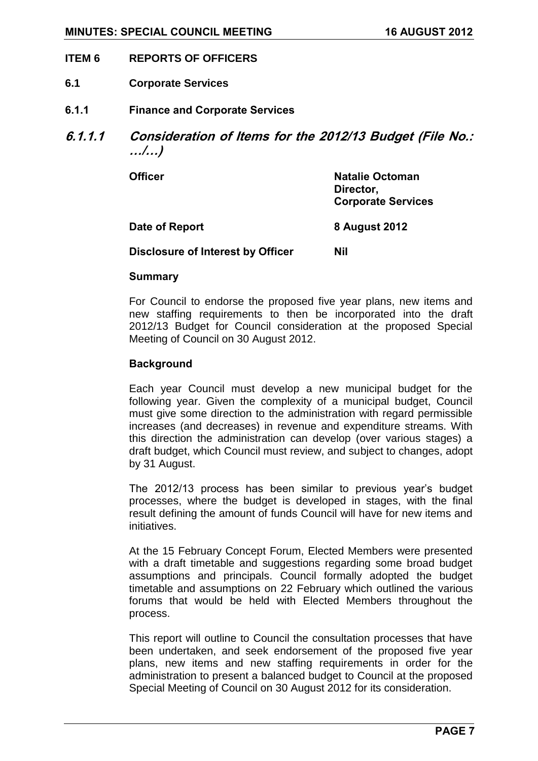## ITEM 6 REPORTS OF OFFICERS

### 6.1 Corporate Services

### 6.1.1 Finance and Corporate Services

### *6.1.1.1 Consideration of Items for the 2012/13 Budget (File No.: …/…)*

| | |
|---|---|
| **Officer** | **Natalie Octoman**<br>**Director,**<br>**Corporate Services** |
| **Date of Report** | **8 August 2012** |
| **Disclosure of Interest by Officer** | **Nil** |

**Summary**

For Council to endorse the proposed five year plans, new items and new staffing requirements to then be incorporated into the draft 2012/13 Budget for Council consideration at the proposed Special Meeting of Council on 30 August 2012.

**Background**

Each year Council must develop a new municipal budget for the following year. Given the complexity of a municipal budget, Council must give some direction to the administration with regard permissible increases (and decreases) in revenue and expenditure streams. With this direction the administration can develop (over various stages) a draft budget, which Council must review, and subject to changes, adopt by 31 August.

The 2012/13 process has been similar to previous year's budget processes, where the budget is developed in stages, with the final result defining the amount of funds Council will have for new items and initiatives.

At the 15 February Concept Forum, Elected Members were presented with a draft timetable and suggestions regarding some broad budget assumptions and principals. Council formally adopted the budget timetable and assumptions on 22 February which outlined the various forums that would be held with Elected Members throughout the process.

This report will outline to Council the consultation processes that have been undertaken, and seek endorsement of the proposed five year plans, new items and new staffing requirements in order for the administration to present a balanced budget to Council at the proposed Special Meeting of Council on 30 August 2012 for its consideration.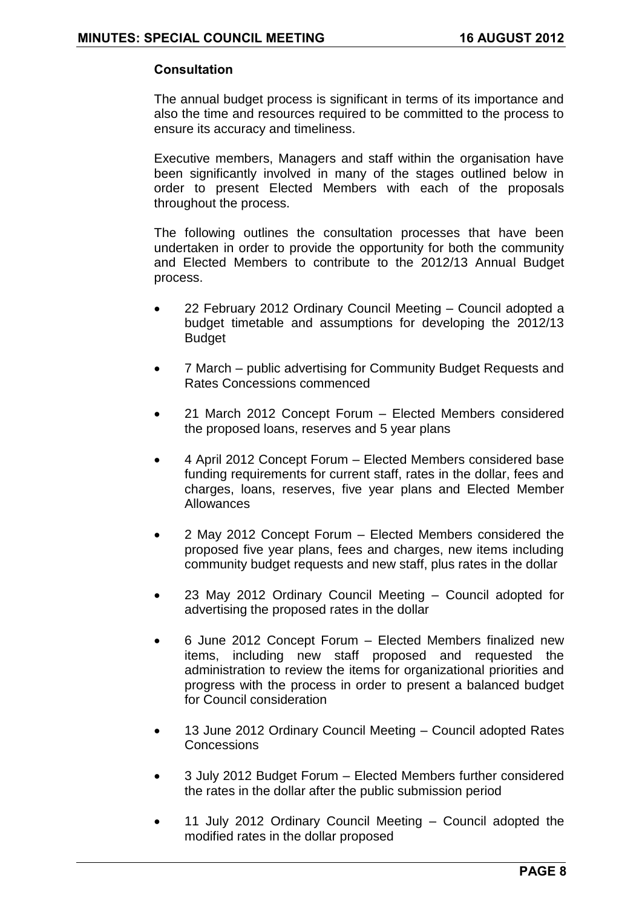**Consultation**

The annual budget process is significant in terms of its importance and also the time and resources required to be committed to the process to ensure its accuracy and timeliness.

Executive members, Managers and staff within the organisation have been significantly involved in many of the stages outlined below in order to present Elected Members with each of the proposals throughout the process.

The following outlines the consultation processes that have been undertaken in order to provide the opportunity for both the community and Elected Members to contribute to the 2012/13 Annual Budget process.

- 22 February 2012 Ordinary Council Meeting – Council adopted a budget timetable and assumptions for developing the 2012/13 Budget
- 7 March – public advertising for Community Budget Requests and Rates Concessions commenced
- 21 March 2012 Concept Forum – Elected Members considered the proposed loans, reserves and 5 year plans
- 4 April 2012 Concept Forum – Elected Members considered base funding requirements for current staff, rates in the dollar, fees and charges, loans, reserves, five year plans and Elected Member Allowances
- 2 May 2012 Concept Forum – Elected Members considered the proposed five year plans, fees and charges, new items including community budget requests and new staff, plus rates in the dollar
- 23 May 2012 Ordinary Council Meeting – Council adopted for advertising the proposed rates in the dollar
- 6 June 2012 Concept Forum – Elected Members finalized new items, including new staff proposed and requested the administration to review the items for organizational priorities and progress with the process in order to present a balanced budget for Council consideration
- 13 June 2012 Ordinary Council Meeting – Council adopted Rates Concessions
- 3 July 2012 Budget Forum – Elected Members further considered the rates in the dollar after the public submission period
- 11 July 2012 Ordinary Council Meeting – Council adopted the modified rates in the dollar proposed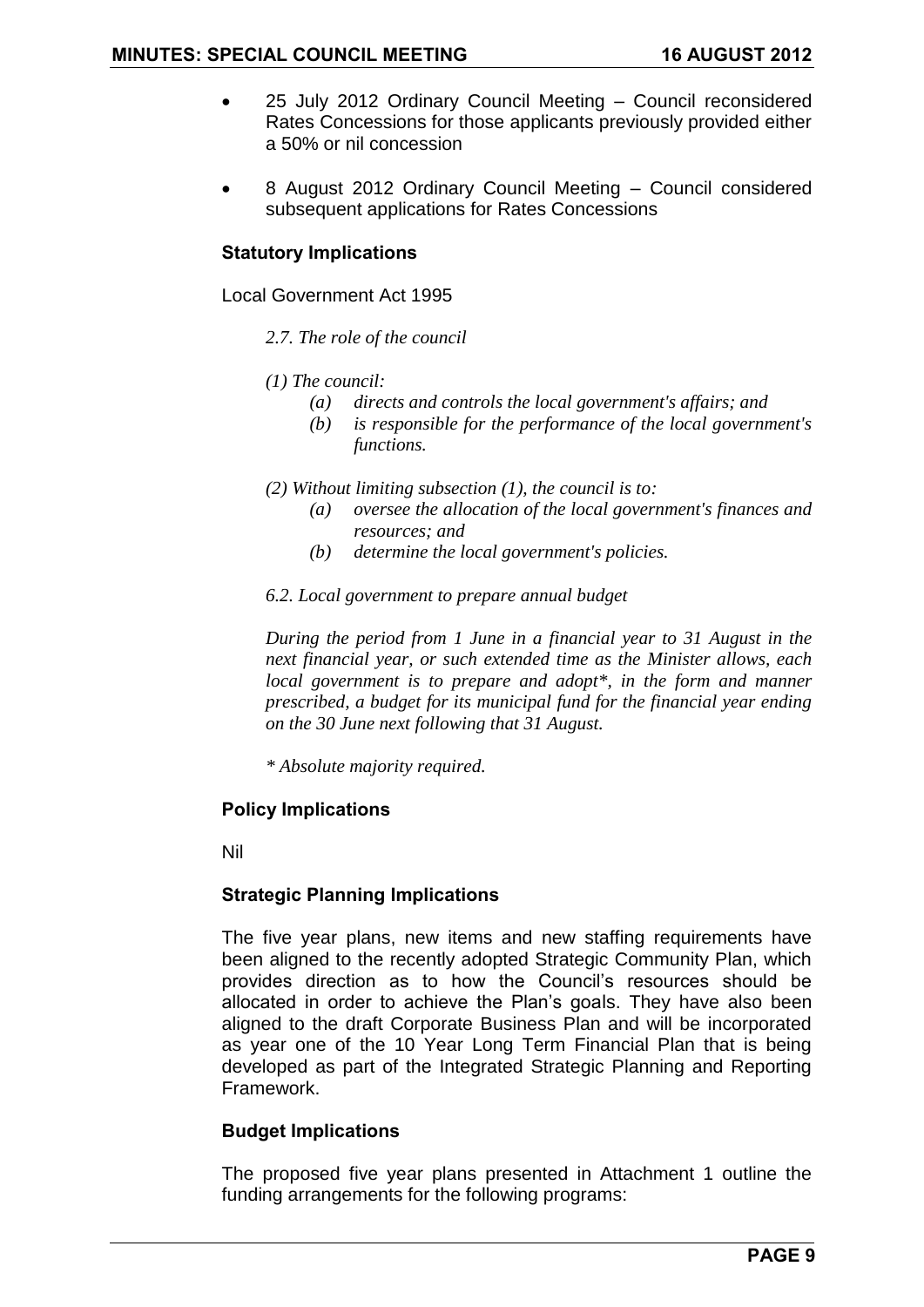- 25 July 2012 Ordinary Council Meeting – Council reconsidered Rates Concessions for those applicants previously provided either a 50% or nil concession
- 8 August 2012 Ordinary Council Meeting – Council considered subsequent applications for Rates Concessions

**Statutory Implications**

Local Government Act 1995

> *2.7. The role of the council*
>
> *(1) The council:*
> > *(a) directs and controls the local government's affairs; and*
> > *(b) is responsible for the performance of the local government's functions.*
>
> *(2) Without limiting subsection (1), the council is to:*
> > *(a) oversee the allocation of the local government's finances and resources; and*
> > *(b) determine the local government's policies.*
>
> *6.2. Local government to prepare annual budget*
>
> *During the period from 1 June in a financial year to 31 August in the next financial year, or such extended time as the Minister allows, each local government is to prepare and adopt*, in the form and manner prescribed, a budget for its municipal fund for the financial year ending on the 30 June next following that 31 August.*
>
> ** Absolute majority required.*

**Policy Implications**

Nil

**Strategic Planning Implications**

The five year plans, new items and new staffing requirements have been aligned to the recently adopted Strategic Community Plan, which provides direction as to how the Council's resources should be allocated in order to achieve the Plan's goals. They have also been aligned to the draft Corporate Business Plan and will be incorporated as year one of the 10 Year Long Term Financial Plan that is being developed as part of the Integrated Strategic Planning and Reporting Framework.

**Budget Implications**

The proposed five year plans presented in Attachment 1 outline the funding arrangements for the following programs: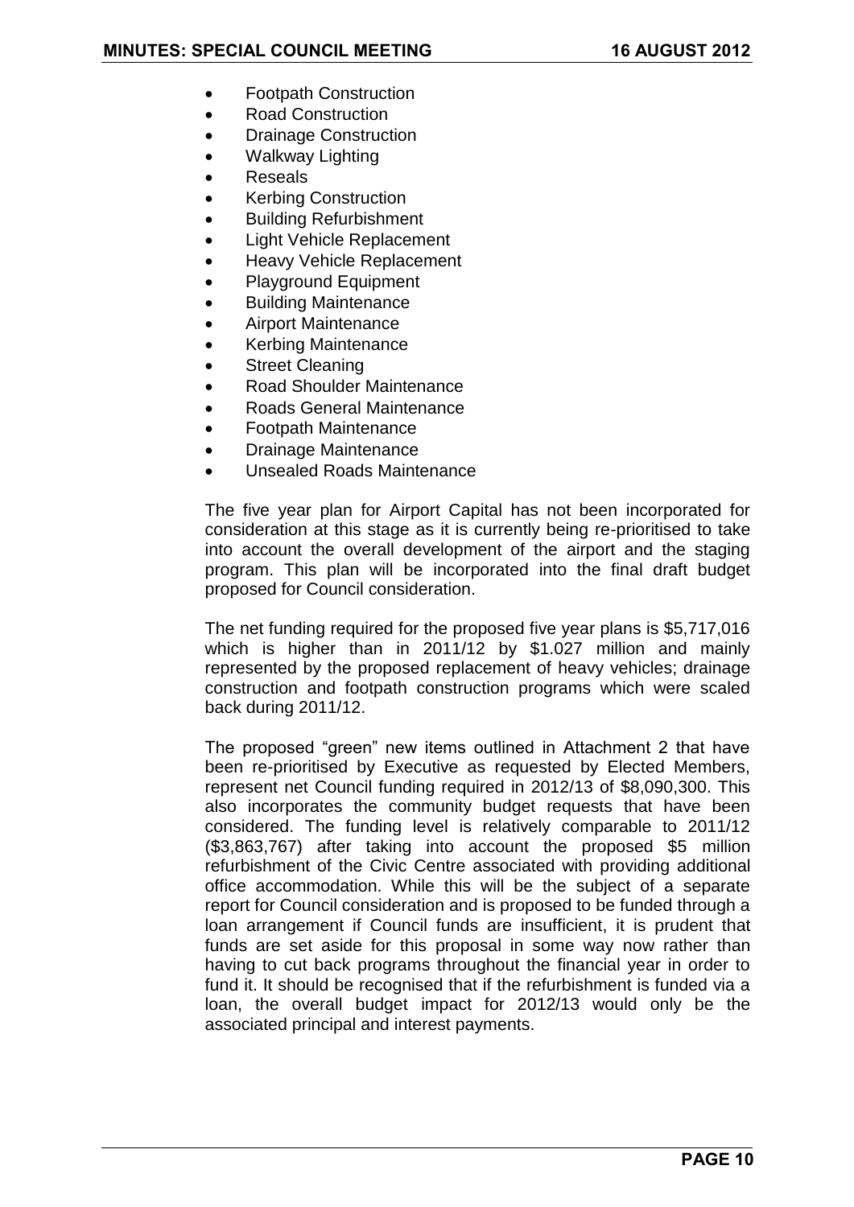- Footpath Construction
- Road Construction
- Drainage Construction
- Walkway Lighting
- Reseals
- Kerbing Construction
- Building Refurbishment
- Light Vehicle Replacement
- Heavy Vehicle Replacement
- Playground Equipment
- Building Maintenance
- Airport Maintenance
- Kerbing Maintenance
- Street Cleaning
- Road Shoulder Maintenance
- Roads General Maintenance
- Footpath Maintenance
- Drainage Maintenance
- Unsealed Roads Maintenance

The five year plan for Airport Capital has not been incorporated for consideration at this stage as it is currently being re-prioritised to take into account the overall development of the airport and the staging program. This plan will be incorporated into the final draft budget proposed for Council consideration.

The net funding required for the proposed five year plans is $5,717,016 which is higher than in 2011/12 by $1.027 million and mainly represented by the proposed replacement of heavy vehicles; drainage construction and footpath construction programs which were scaled back during 2011/12.

The proposed "green" new items outlined in Attachment 2 that have been re-prioritised by Executive as requested by Elected Members, represent net Council funding required in 2012/13 of $8,090,300. This also incorporates the community budget requests that have been considered. The funding level is relatively comparable to 2011/12 ($3,863,767) after taking into account the proposed $5 million refurbishment of the Civic Centre associated with providing additional office accommodation. While this will be the subject of a separate report for Council consideration and is proposed to be funded through a loan arrangement if Council funds are insufficient, it is prudent that funds are set aside for this proposal in some way now rather than having to cut back programs throughout the financial year in order to fund it. It should be recognised that if the refurbishment is funded via a loan, the overall budget impact for 2012/13 would only be the associated principal and interest payments.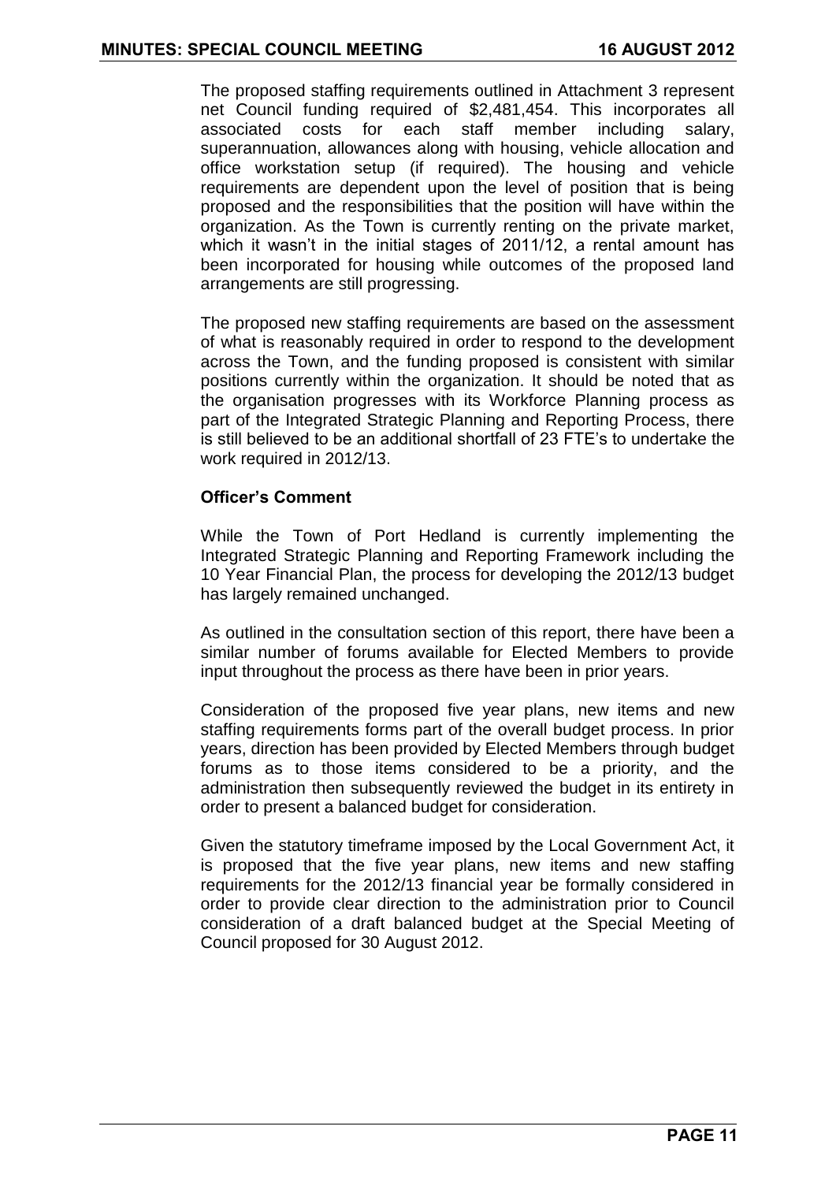The proposed staffing requirements outlined in Attachment 3 represent net Council funding required of $2,481,454. This incorporates all associated costs for each staff member including salary, superannuation, allowances along with housing, vehicle allocation and office workstation setup (if required). The housing and vehicle requirements are dependent upon the level of position that is being proposed and the responsibilities that the position will have within the organization. As the Town is currently renting on the private market, which it wasn't in the initial stages of 2011/12, a rental amount has been incorporated for housing while outcomes of the proposed land arrangements are still progressing.

The proposed new staffing requirements are based on the assessment of what is reasonably required in order to respond to the development across the Town, and the funding proposed is consistent with similar positions currently within the organization. It should be noted that as the organisation progresses with its Workforce Planning process as part of the Integrated Strategic Planning and Reporting Process, there is still believed to be an additional shortfall of 23 FTE's to undertake the work required in 2012/13.

**Officer's Comment**

While the Town of Port Hedland is currently implementing the Integrated Strategic Planning and Reporting Framework including the 10 Year Financial Plan, the process for developing the 2012/13 budget has largely remained unchanged.

As outlined in the consultation section of this report, there have been a similar number of forums available for Elected Members to provide input throughout the process as there have been in prior years.

Consideration of the proposed five year plans, new items and new staffing requirements forms part of the overall budget process. In prior years, direction has been provided by Elected Members through budget forums as to those items considered to be a priority, and the administration then subsequently reviewed the budget in its entirety in order to present a balanced budget for consideration.

Given the statutory timeframe imposed by the Local Government Act, it is proposed that the five year plans, new items and new staffing requirements for the 2012/13 financial year be formally considered in order to provide clear direction to the administration prior to Council consideration of a draft balanced budget at the Special Meeting of Council proposed for 30 August 2012.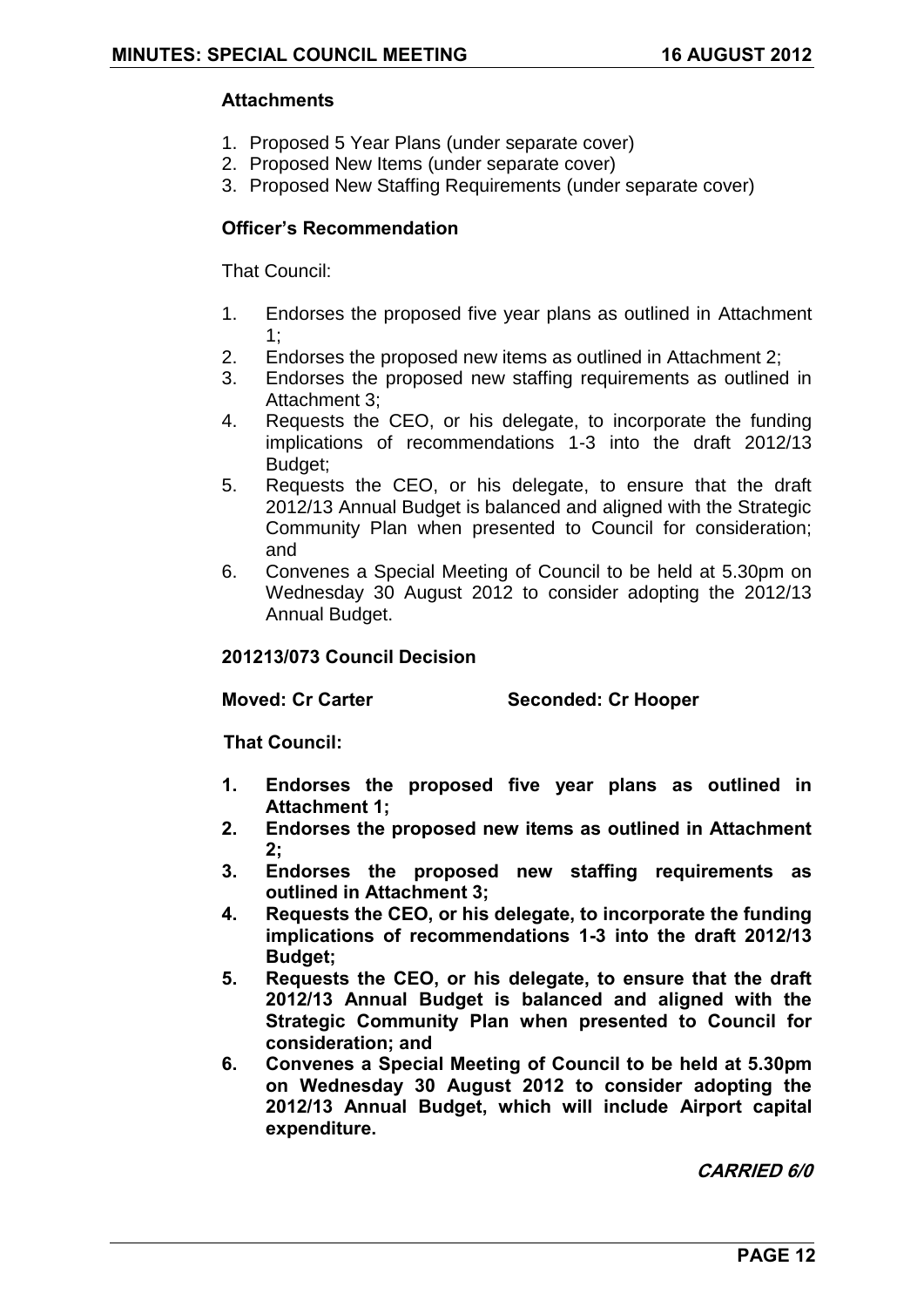**Attachments**

1. Proposed 5 Year Plans (under separate cover)
2. Proposed New Items (under separate cover)
3. Proposed New Staffing Requirements (under separate cover)

**Officer's Recommendation**

That Council:

1. Endorses the proposed five year plans as outlined in Attachment 1;
2. Endorses the proposed new items as outlined in Attachment 2;
3. Endorses the proposed new staffing requirements as outlined in Attachment 3;
4. Requests the CEO, or his delegate, to incorporate the funding implications of recommendations 1-3 into the draft 2012/13 Budget;
5. Requests the CEO, or his delegate, to ensure that the draft 2012/13 Annual Budget is balanced and aligned with the Strategic Community Plan when presented to Council for consideration; and
6. Convenes a Special Meeting of Council to be held at 5.30pm on Wednesday 30 August 2012 to consider adopting the 2012/13 Annual Budget.

**201213/073 Council Decision**

**Moved: Cr Carter** **Seconded: Cr Hooper**

**That Council:**

1. **Endorses the proposed five year plans as outlined in Attachment 1;**
2. **Endorses the proposed new items as outlined in Attachment 2;**
3. **Endorses the proposed new staffing requirements as outlined in Attachment 3;**
4. **Requests the CEO, or his delegate, to incorporate the funding implications of recommendations 1-3 into the draft 2012/13 Budget;**
5. **Requests the CEO, or his delegate, to ensure that the draft 2012/13 Annual Budget is balanced and aligned with the Strategic Community Plan when presented to Council for consideration; and**
6. **Convenes a Special Meeting of Council to be held at 5.30pm on Wednesday 30 August 2012 to consider adopting the 2012/13 Annual Budget, which will include Airport capital expenditure.**

***CARRIED 6/0***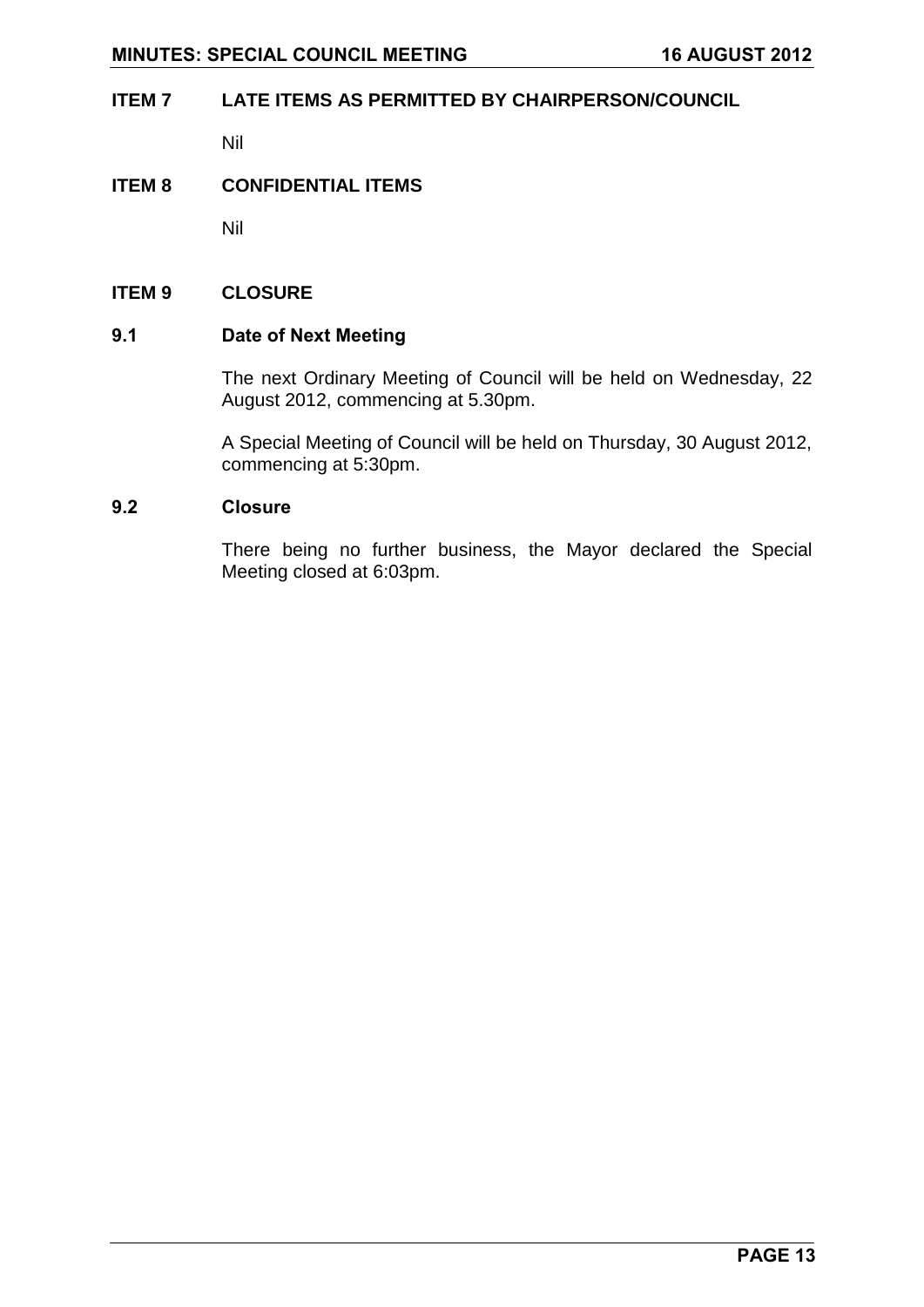## ITEM 7 LATE ITEMS AS PERMITTED BY CHAIRPERSON/COUNCIL

Nil

## ITEM 8 CONFIDENTIAL ITEMS

Nil

## ITEM 9 CLOSURE

### 9.1 Date of Next Meeting

The next Ordinary Meeting of Council will be held on Wednesday, 22 August 2012, commencing at 5.30pm.

A Special Meeting of Council will be held on Thursday, 30 August 2012, commencing at 5:30pm.

### 9.2 Closure

There being no further business, the Mayor declared the Special Meeting closed at 6:03pm.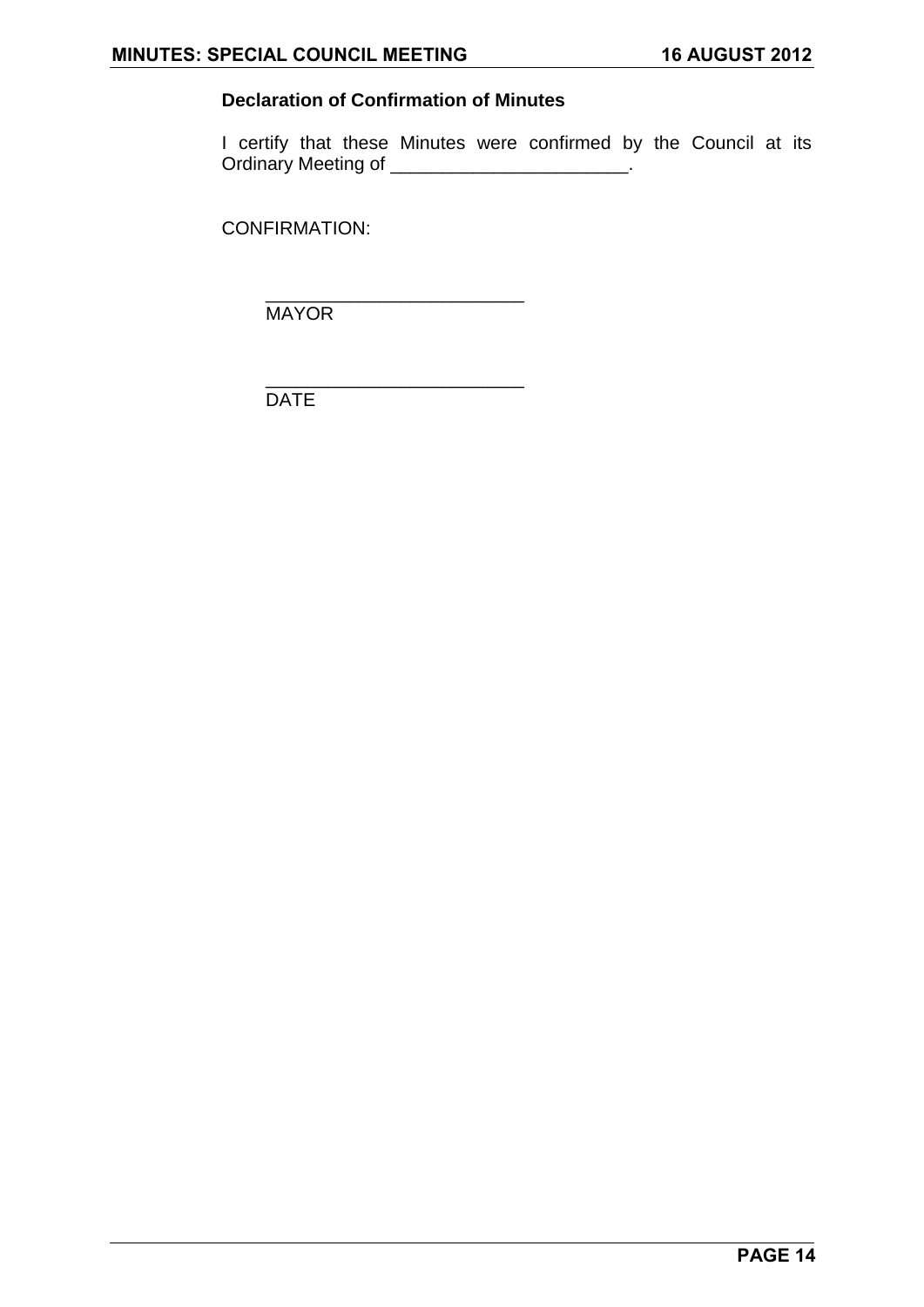**Declaration of Confirmation of Minutes**

I certify that these Minutes were confirmed by the Council at its Ordinary Meeting of _______________________.

CONFIRMATION:

_________________________
MAYOR

_________________________
DATE